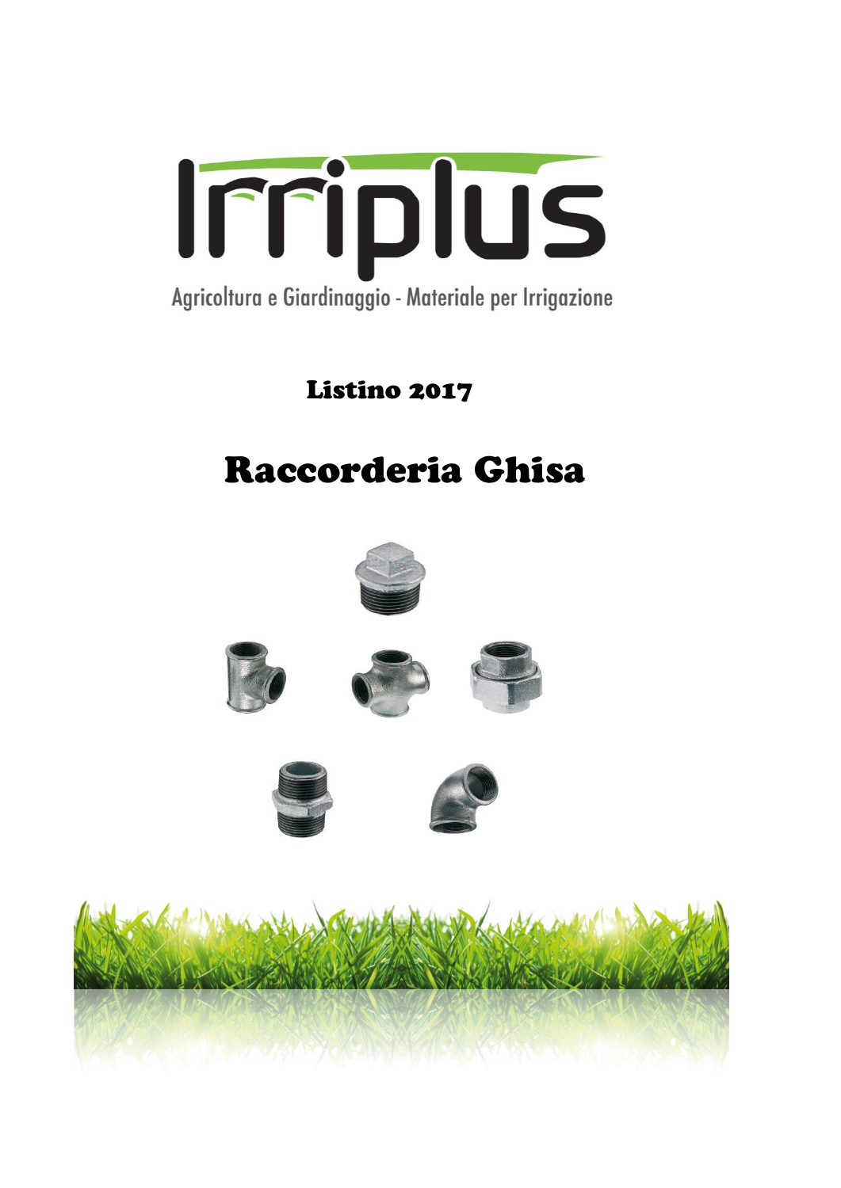# Irriplus

Agricoltura e Giardinaggio - Materiale per Irrigazione

## Listino 2017

# Raccorderia Ghisa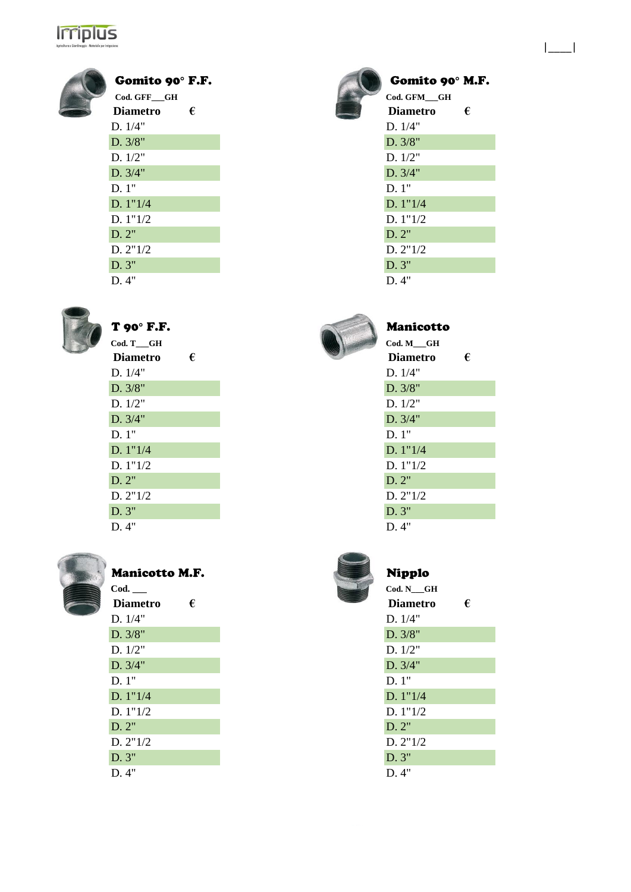## Gomito 90° F.F.

**Cod. GFF___GH**

| Diametro | € |
| --- | --- |
| D. 1/4" | |
| D. 3/8" | |
| D. 1/2" | |
| D. 3/4" | |
| D. 1" | |
| D. 1"1/4 | |
| D. 1"1/2 | |
| D. 2" | |
| D. 2"1/2 | |
| D. 3" | |
| D. 4" | |

## Gomito 90° M.F.

**Cod. GFM___GH**

| Diametro | € |
| --- | --- |
| D. 1/4" | |
| D. 3/8" | |
| D. 1/2" | |
| D. 3/4" | |
| D. 1" | |
| D. 1"1/4 | |
| D. 1"1/2 | |
| D. 2" | |
| D. 2"1/2 | |
| D. 3" | |
| D. 4" | |

## T 90° F.F.

**Cod. T___GH**

| Diametro | € |
| --- | --- |
| D. 1/4" | |
| D. 3/8" | |
| D. 1/2" | |
| D. 3/4" | |
| D. 1" | |
| D. 1"1/4 | |
| D. 1"1/2 | |
| D. 2" | |
| D. 2"1/2 | |
| D. 3" | |
| D. 4" | |

## Manicotto

**Cod. M___GH**

| Diametro | € |
| --- | --- |
| D. 1/4" | |
| D. 3/8" | |
| D. 1/2" | |
| D. 3/4" | |
| D. 1" | |
| D. 1"1/4 | |
| D. 1"1/2 | |
| D. 2" | |
| D. 2"1/2 | |
| D. 3" | |
| D. 4" | |

## Manicotto M.F.

**Cod. ___**

| Diametro | € |
| --- | --- |
| D. 1/4" | |
| D. 3/8" | |
| D. 1/2" | |
| D. 3/4" | |
| D. 1" | |
| D. 1"1/4 | |
| D. 1"1/2 | |
| D. 2" | |
| D. 2"1/2 | |
| D. 3" | |
| D. 4" | |

## Nipplo

**Cod. N___GH**

| Diametro | € |
| --- | --- |
| D. 1/4" | |
| D. 3/8" | |
| D. 1/2" | |
| D. 3/4" | |
| D. 1" | |
| D. 1"1/4 | |
| D. 1"1/2 | |
| D. 2" | |
| D. 2"1/2 | |
| D. 3" | |
| D. 4" | |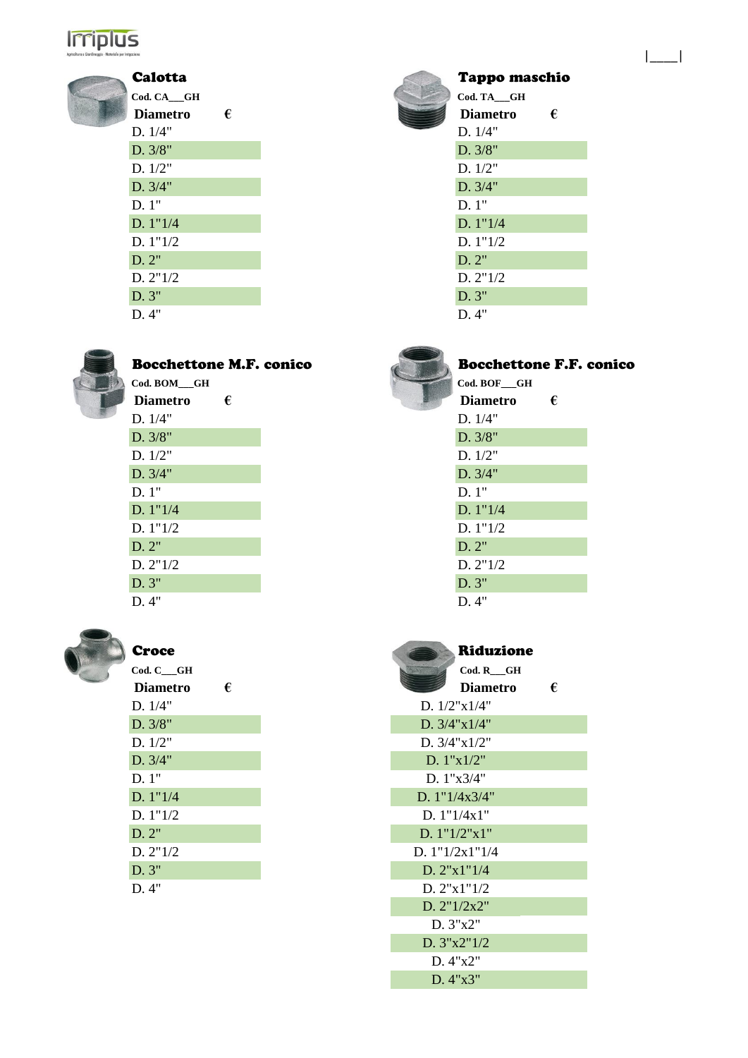## Calotta

**Cod. CA___GH**

| Diametro | € |
|---|---|
| D. 1/4" | |
| D. 3/8" | |
| D. 1/2" | |
| D. 3/4" | |
| D. 1" | |
| D. 1"1/4 | |
| D. 1"1/2 | |
| D. 2" | |
| D. 2"1/2 | |
| D. 3" | |
| D. 4" | |

## Tappo maschio

**Cod. TA___GH**

| Diametro | € |
|---|---|
| D. 1/4" | |
| D. 3/8" | |
| D. 1/2" | |
| D. 3/4" | |
| D. 1" | |
| D. 1"1/4 | |
| D. 1"1/2 | |
| D. 2" | |
| D. 2"1/2 | |
| D. 3" | |
| D. 4" | |

## Bocchettone M.F. conico

**Cod. BOM___GH**

| Diametro | € |
|---|---|
| D. 1/4" | |
| D. 3/8" | |
| D. 1/2" | |
| D. 3/4" | |
| D. 1" | |
| D. 1"1/4 | |
| D. 1"1/2 | |
| D. 2" | |
| D. 2"1/2 | |
| D. 3" | |
| D. 4" | |

## Bocchettone F.F. conico

**Cod. BOF___GH**

| Diametro | € |
|---|---|
| D. 1/4" | |
| D. 3/8" | |
| D. 1/2" | |
| D. 3/4" | |
| D. 1" | |
| D. 1"1/4 | |
| D. 1"1/2 | |
| D. 2" | |
| D. 2"1/2 | |
| D. 3" | |
| D. 4" | |

## Croce

**Cod. C___GH**

| Diametro | € |
|---|---|
| D. 1/4" | |
| D. 3/8" | |
| D. 1/2" | |
| D. 3/4" | |
| D. 1" | |
| D. 1"1/4 | |
| D. 1"1/2 | |
| D. 2" | |
| D. 2"1/2 | |
| D. 3" | |
| D. 4" | |

## Riduzione

**Cod. R___GH**

| Diametro | € |
|---|---|
| D. 1/2"x1/4" | |
| D. 3/4"x1/4" | |
| D. 3/4"x1/2" | |
| D. 1"x1/2" | |
| D. 1"x3/4" | |
| D. 1"1/4x3/4" | |
| D. 1"1/4x1" | |
| D. 1"1/2"x1" | |
| D. 1"1/2x1"1/4 | |
| D. 2"x1"1/4 | |
| D. 2"x1"1/2 | |
| D. 2"1/2x2" | |
| D. 3"x2" | |
| D. 3"x2"1/2 | |
| D. 4"x2" | |
| D. 4"x3" | |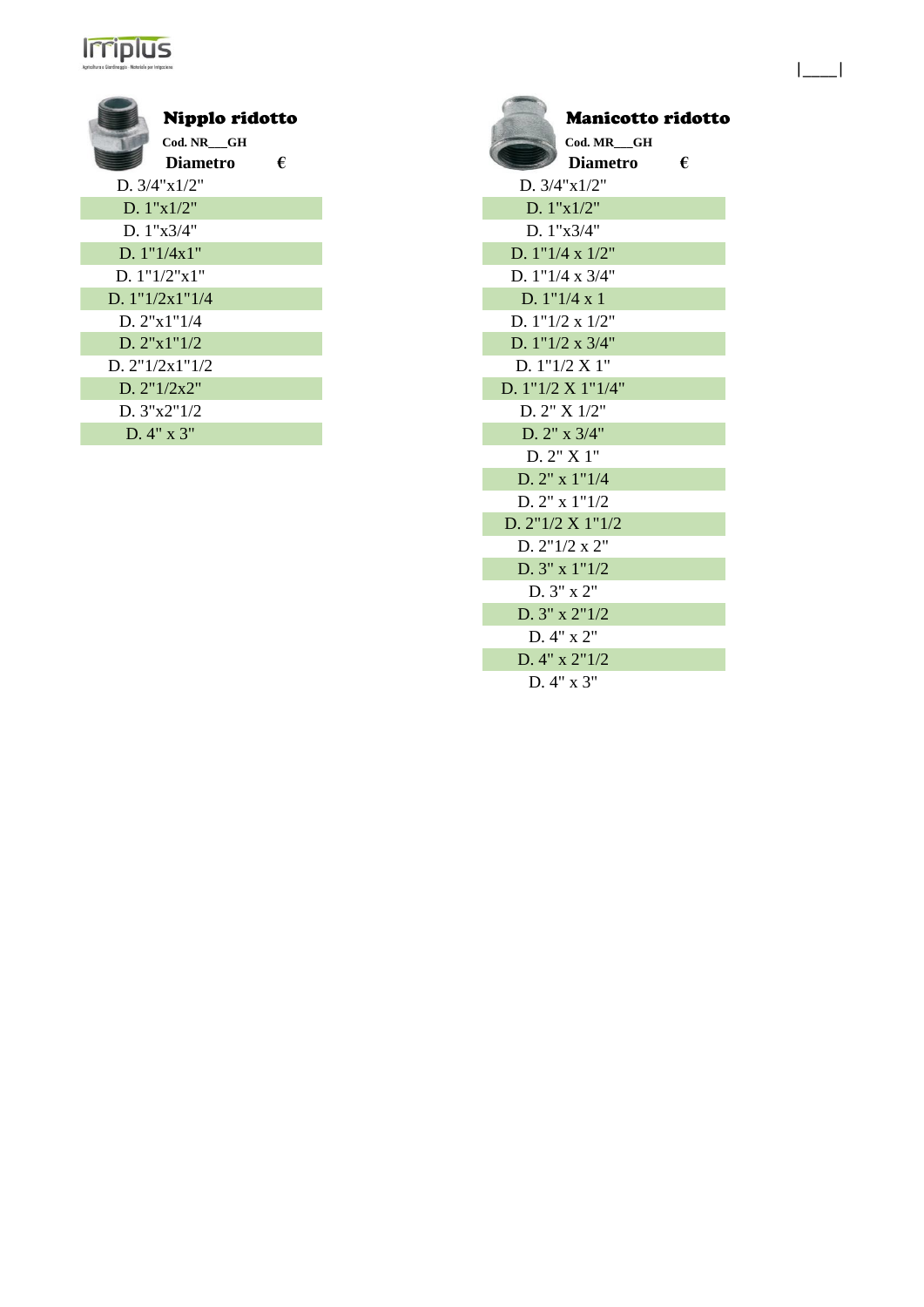## Nipplo ridotto

**Cod. NR___GH**

| **Diametro** | **€** |
|---|---|
| D. 3/4"x1/2" | |
| D. 1"x1/2" | |
| D. 1"x3/4" | |
| D. 1"1/4x1" | |
| D. 1"1/2"x1" | |
| D. 1"1/2x1"1/4 | |
| D. 2"x1"1/4 | |
| D. 2"x1"1/2 | |
| D. 2"1/2x1"1/2 | |
| D. 2"1/2x2" | |
| D. 3"x2"1/2 | |
| D. 4" x 3" | |

## Manicotto ridotto

**Cod. MR___GH**

| **Diametro** | **€** |
|---|---|
| D. 3/4"x1/2" | |
| D. 1"x1/2" | |
| D. 1"x3/4" | |
| D. 1"1/4 x 1/2" | |
| D. 1"1/4 x 3/4" | |
| D. 1"1/4 x 1 | |
| D. 1"1/2 x 1/2" | |
| D. 1"1/2 x 3/4" | |
| D. 1"1/2 X 1" | |
| D. 1"1/2 X 1"1/4" | |
| D. 2" X 1/2" | |
| D. 2" x 3/4" | |
| D. 2" X 1" | |
| D. 2" x 1"1/4 | |
| D. 2" x 1"1/2 | |
| D. 2"1/2 X 1"1/2 | |
| D. 2"1/2 x 2" | |
| D. 3" x 1"1/2 | |
| D. 3" x 2" | |
| D. 3" x 2"1/2 | |
| D. 4" x 2" | |
| D. 4" x 2"1/2 | |
| D. 4" x 3" | |